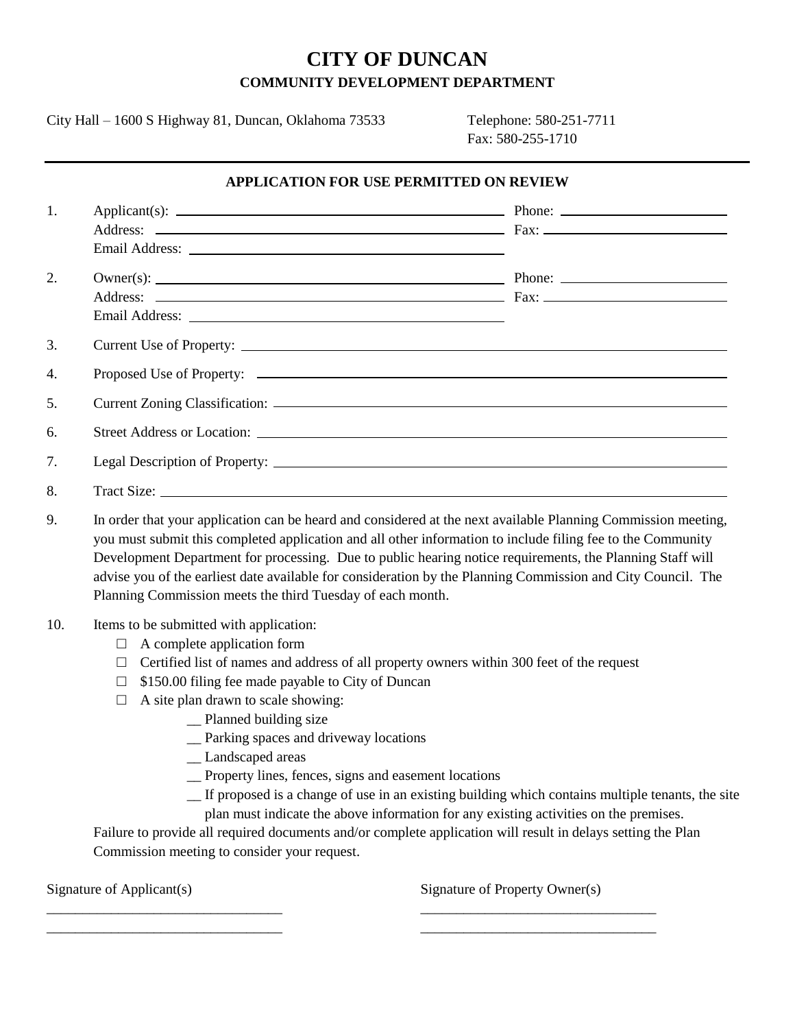# CITY OF DUNCAN

## COMMUNITY DEVELOPMENT DEPARTMENT

City Hall – 1600 S Highway 81, Duncan, Oklahoma 73533

Telephone: 580-251-7711
Fax: 580-255-1710

---

### APPLICATION FOR USE PERMITTED ON REVIEW

1. Applicant(s): ______________________ Phone: ______________________
   Address: ______________________ Fax: ______________________
   Email Address: ______________________

2. Owner(s): ______________________ Phone: ______________________
   Address: ______________________ Fax: ______________________
   Email Address: ______________________

3. Current Use of Property: ______________________

4. Proposed Use of Property: ______________________

5. Current Zoning Classification: ______________________

6. Street Address or Location: ______________________

7. Legal Description of Property: ______________________

8. Tract Size: ______________________

9. In order that your application can be heard and considered at the next available Planning Commission meeting, you must submit this completed application and all other information to include filing fee to the Community Development Department for processing. Due to public hearing notice requirements, the Planning Staff will advise you of the earliest date available for consideration by the Planning Commission and City Council. The Planning Commission meets the third Tuesday of each month.

10. Items to be submitted with application:
    - ☐ A complete application form
    - ☐ Certified list of names and address of all property owners within 300 feet of the request
    - ☐ $150.00 filing fee made payable to City of Duncan
    - ☐ A site plan drawn to scale showing:
      - __ Planned building size
      - __ Parking spaces and driveway locations
      - __ Landscaped areas
      - __ Property lines, fences, signs and easement locations
      - __ If proposed is a change of use in an existing building which contains multiple tenants, the site plan must indicate the above information for any existing activities on the premises.

    Failure to provide all required documents and/or complete application will result in delays setting the Plan Commission meeting to consider your request.

Signature of Applicant(s)

______________________

______________________

Signature of Property Owner(s)

______________________

______________________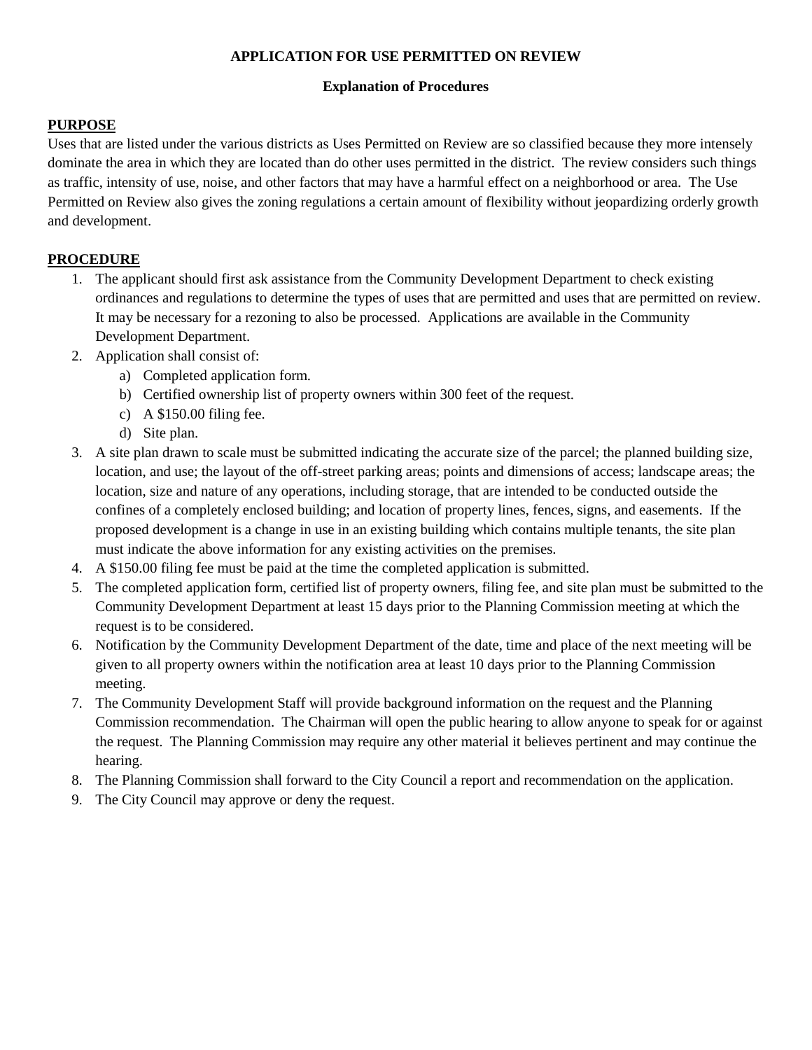**APPLICATION FOR USE PERMITTED ON REVIEW**

**Explanation of Procedures**

**PURPOSE**

Uses that are listed under the various districts as Uses Permitted on Review are so classified because they more intensely dominate the area in which they are located than do other uses permitted in the district. The review considers such things as traffic, intensity of use, noise, and other factors that may have a harmful effect on a neighborhood or area. The Use Permitted on Review also gives the zoning regulations a certain amount of flexibility without jeopardizing orderly growth and development.

**PROCEDURE**

1. The applicant should first ask assistance from the Community Development Department to check existing ordinances and regulations to determine the types of uses that are permitted and uses that are permitted on review. It may be necessary for a rezoning to also be processed. Applications are available in the Community Development Department.
2. Application shall consist of:
   a) Completed application form.
   b) Certified ownership list of property owners within 300 feet of the request.
   c) A $150.00 filing fee.
   d) Site plan.
3. A site plan drawn to scale must be submitted indicating the accurate size of the parcel; the planned building size, location, and use; the layout of the off-street parking areas; points and dimensions of access; landscape areas; the location, size and nature of any operations, including storage, that are intended to be conducted outside the confines of a completely enclosed building; and location of property lines, fences, signs, and easements. If the proposed development is a change in use in an existing building which contains multiple tenants, the site plan must indicate the above information for any existing activities on the premises.
4. A $150.00 filing fee must be paid at the time the completed application is submitted.
5. The completed application form, certified list of property owners, filing fee, and site plan must be submitted to the Community Development Department at least 15 days prior to the Planning Commission meeting at which the request is to be considered.
6. Notification by the Community Development Department of the date, time and place of the next meeting will be given to all property owners within the notification area at least 10 days prior to the Planning Commission meeting.
7. The Community Development Staff will provide background information on the request and the Planning Commission recommendation. The Chairman will open the public hearing to allow anyone to speak for or against the request. The Planning Commission may require any other material it believes pertinent and may continue the hearing.
8. The Planning Commission shall forward to the City Council a report and recommendation on the application.
9. The City Council may approve or deny the request.